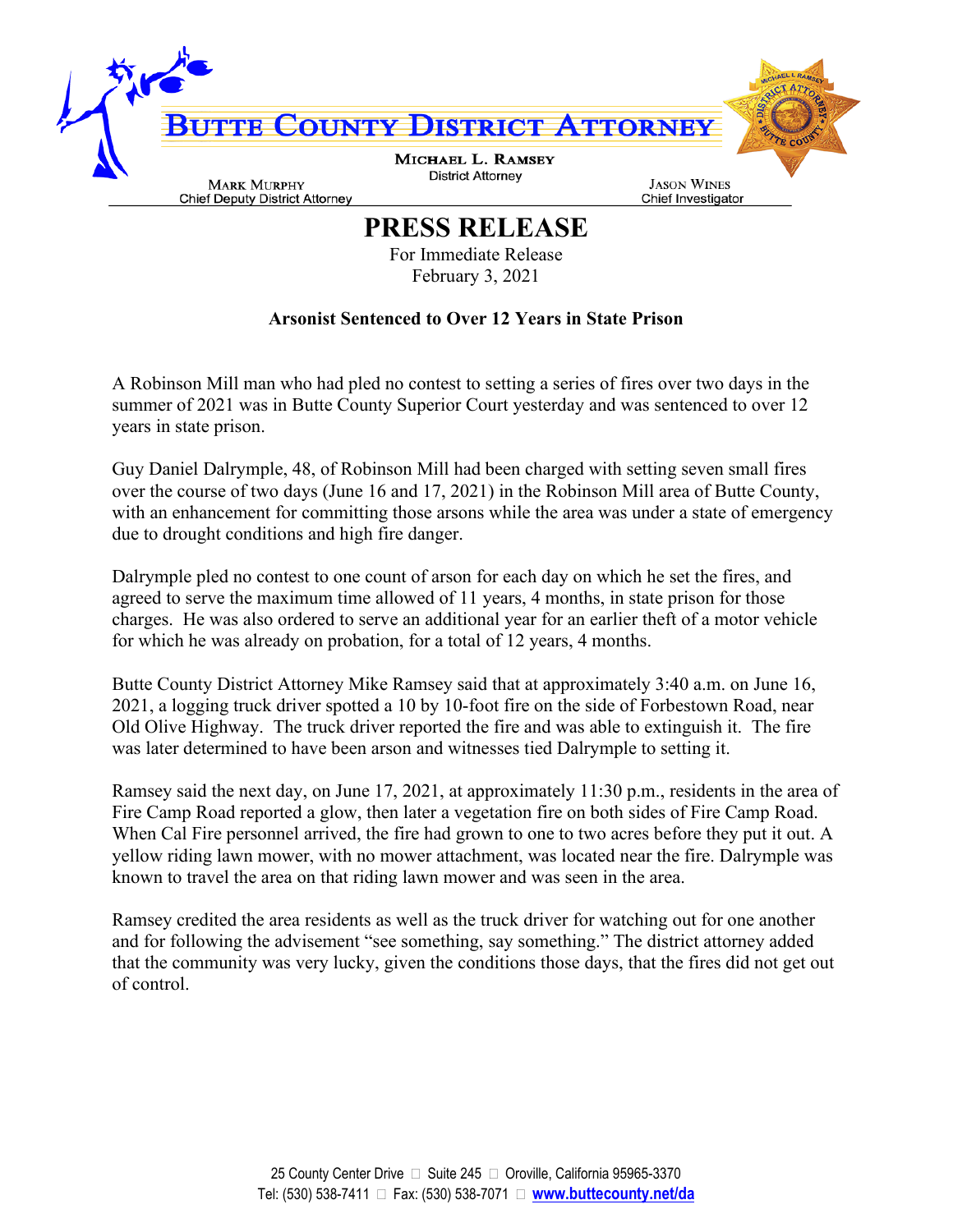# BUTTE COUNTY DISTRICT ATTORNEY

**MICHAEL L. RAMSEY**
District Attorney

**MARK MURPHY**
Chief Deputy District Attorney

**JASON WINES**
Chief Investigator

# PRESS RELEASE

For Immediate Release
February 3, 2021

**Arsonist Sentenced to Over 12 Years in State Prison**

A Robinson Mill man who had pled no contest to setting a series of fires over two days in the summer of 2021 was in Butte County Superior Court yesterday and was sentenced to over 12 years in state prison.

Guy Daniel Dalrymple, 48, of Robinson Mill had been charged with setting seven small fires over the course of two days (June 16 and 17, 2021) in the Robinson Mill area of Butte County, with an enhancement for committing those arsons while the area was under a state of emergency due to drought conditions and high fire danger.

Dalrymple pled no contest to one count of arson for each day on which he set the fires, and agreed to serve the maximum time allowed of 11 years, 4 months, in state prison for those charges. He was also ordered to serve an additional year for an earlier theft of a motor vehicle for which he was already on probation, for a total of 12 years, 4 months.

Butte County District Attorney Mike Ramsey said that at approximately 3:40 a.m. on June 16, 2021, a logging truck driver spotted a 10 by 10-foot fire on the side of Forbestown Road, near Old Olive Highway. The truck driver reported the fire and was able to extinguish it. The fire was later determined to have been arson and witnesses tied Dalrymple to setting it.

Ramsey said the next day, on June 17, 2021, at approximately 11:30 p.m., residents in the area of Fire Camp Road reported a glow, then later a vegetation fire on both sides of Fire Camp Road. When Cal Fire personnel arrived, the fire had grown to one to two acres before they put it out. A yellow riding lawn mower, with no mower attachment, was located near the fire. Dalrymple was known to travel the area on that riding lawn mower and was seen in the area.

Ramsey credited the area residents as well as the truck driver for watching out for one another and for following the advisement "see something, say something." The district attorney added that the community was very lucky, given the conditions those days, that the fires did not get out of control.

25 County Center Drive  Suite 245  Oroville, California 95965-3370
Tel: (530) 538-7411  Fax: (530) 538-7071  **www.buttecounty.net/da**